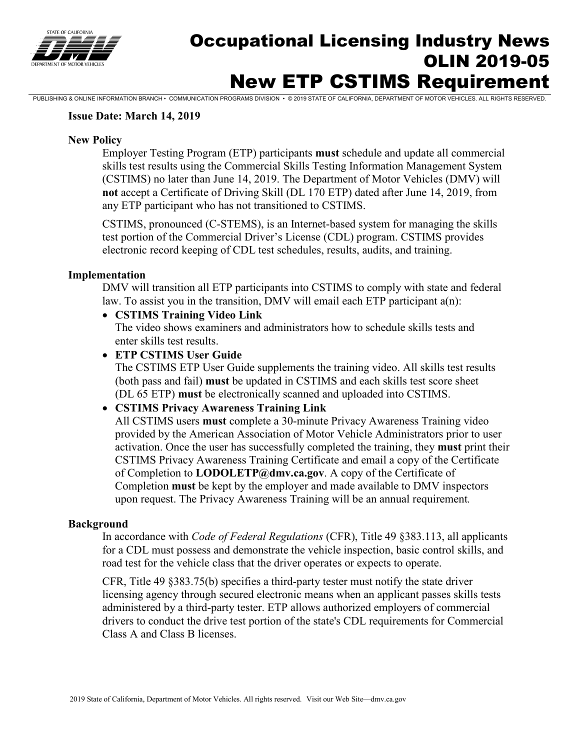# Occupational Licensing Industry News
# OLIN 2019-05
# New ETP CSTIMS Requirement

**Issue Date: March 14, 2019**

**New Policy**

Employer Testing Program (ETP) participants **must** schedule and update all commercial skills test results using the Commercial Skills Testing Information Management System (CSTIMS) no later than June 14, 2019. The Department of Motor Vehicles (DMV) will **not** accept a Certificate of Driving Skill (DL 170 ETP) dated after June 14, 2019, from any ETP participant who has not transitioned to CSTIMS.

CSTIMS, pronounced (C-STEMS), is an Internet-based system for managing the skills test portion of the Commercial Driver's License (CDL) program. CSTIMS provides electronic record keeping of CDL test schedules, results, audits, and training.

**Implementation**

DMV will transition all ETP participants into CSTIMS to comply with state and federal law. To assist you in the transition, DMV will email each ETP participant a(n):

- **CSTIMS Training Video Link**
  The video shows examiners and administrators how to schedule skills tests and enter skills test results.
- **ETP CSTIMS User Guide**
  The CSTIMS ETP User Guide supplements the training video. All skills test results (both pass and fail) **must** be updated in CSTIMS and each skills test score sheet (DL 65 ETP) **must** be electronically scanned and uploaded into CSTIMS.
- **CSTIMS Privacy Awareness Training Link**
  All CSTIMS users **must** complete a 30-minute Privacy Awareness Training video provided by the American Association of Motor Vehicle Administrators prior to user activation. Once the user has successfully completed the training, they **must** print their CSTIMS Privacy Awareness Training Certificate and email a copy of the Certificate of Completion to **LODOLETP@dmv.ca.gov**. A copy of the Certificate of Completion **must** be kept by the employer and made available to DMV inspectors upon request. The Privacy Awareness Training will be an annual requirement.

**Background**

In accordance with *Code of Federal Regulations* (CFR), Title 49 §383.113, all applicants for a CDL must possess and demonstrate the vehicle inspection, basic control skills, and road test for the vehicle class that the driver operates or expects to operate.

CFR, Title 49 §383.75(b) specifies a third-party tester must notify the state driver licensing agency through secured electronic means when an applicant passes skills tests administered by a third-party tester. ETP allows authorized employers of commercial drivers to conduct the drive test portion of the state's CDL requirements for Commercial Class A and Class B licenses.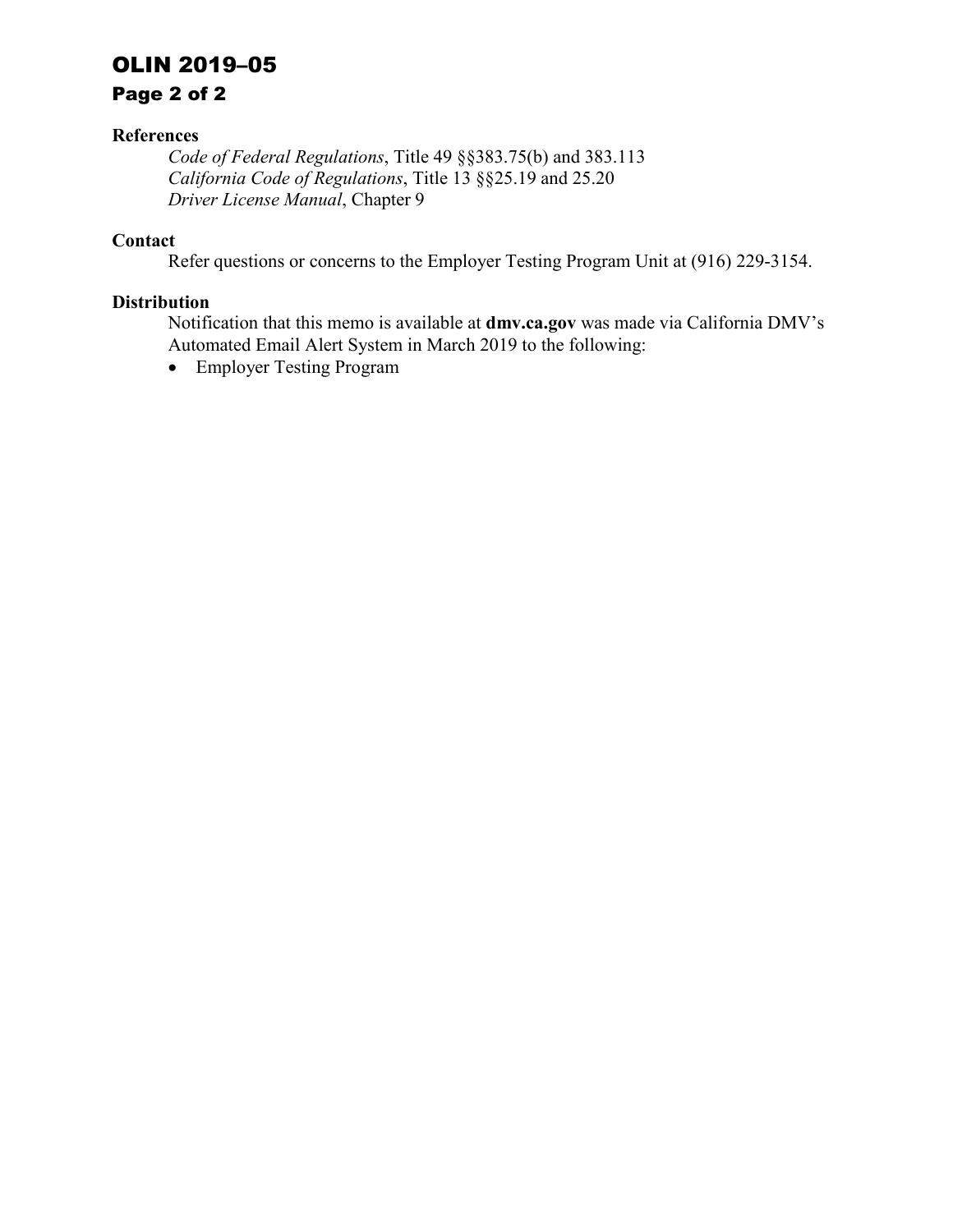**References**

*Code of Federal Regulations*, Title 49 §§383.75(b) and 383.113
*California Code of Regulations*, Title 13 §§25.19 and 25.20
*Driver License Manual*, Chapter 9

**Contact**

Refer questions or concerns to the Employer Testing Program Unit at (916) 229-3154.

**Distribution**

Notification that this memo is available at **dmv.ca.gov** was made via California DMV's Automated Email Alert System in March 2019 to the following:

- Employer Testing Program